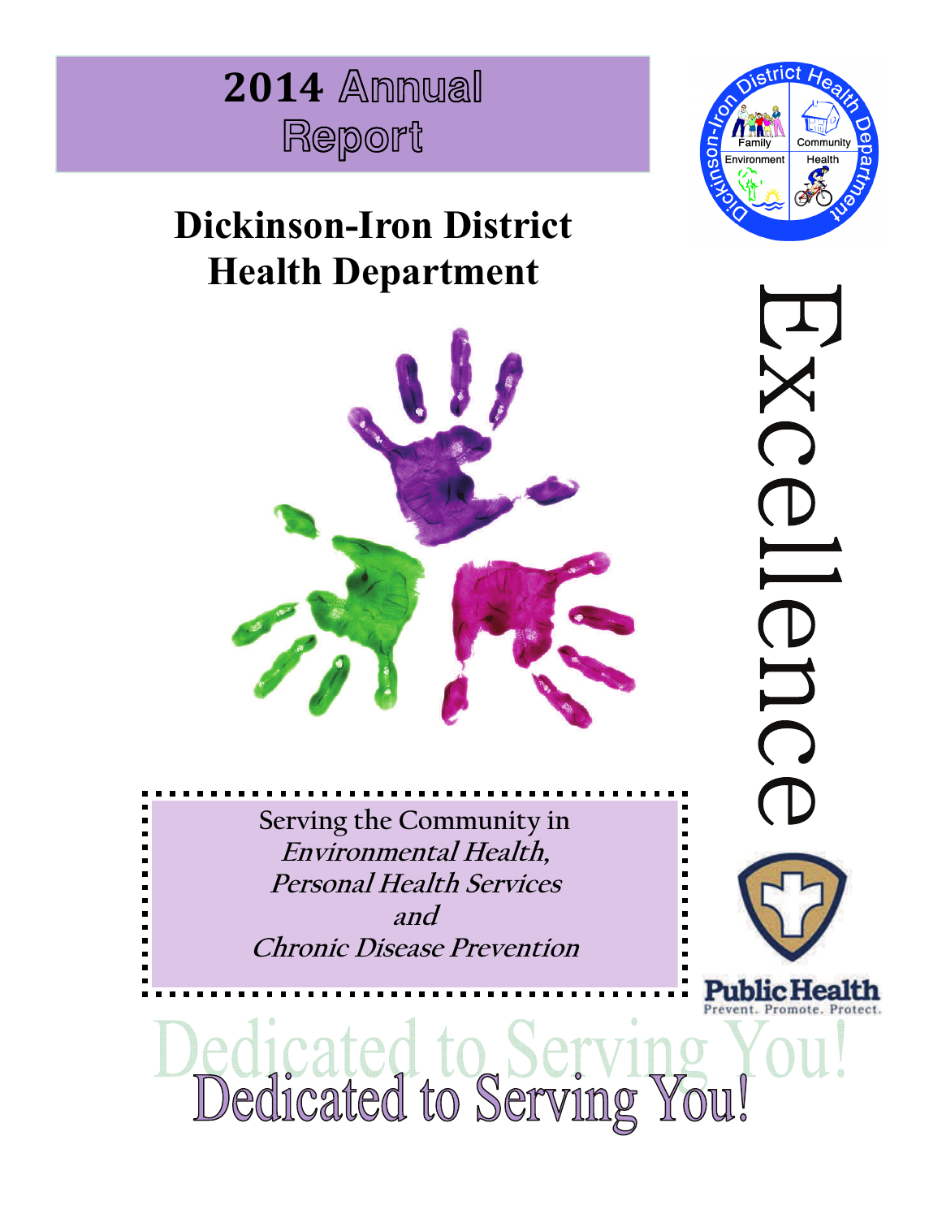# 2014 Annual Report

## Dickinson-Iron District Health Department

Excellence

Serving the Community in
*Environmental Health,*
*Personal Health Services*
*and*
*Chronic Disease Prevention*

Public Health
Prevent. Promote. Protect.

Dedicated to Serving You!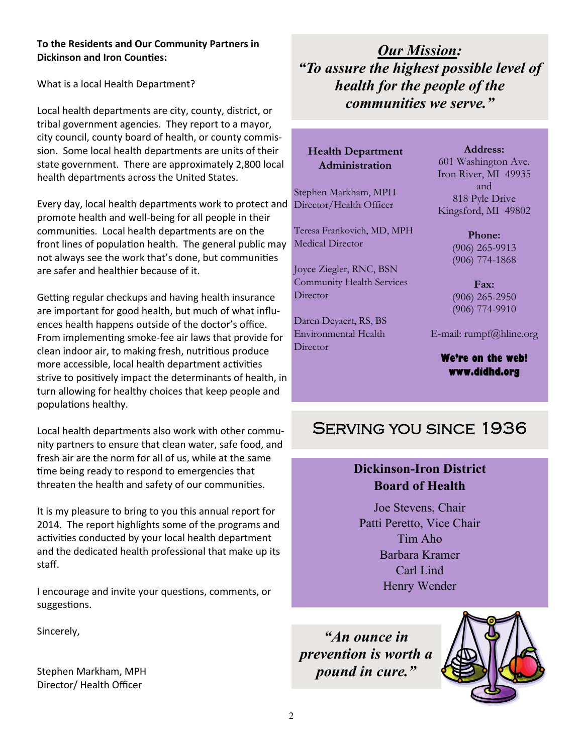**To the Residents and Our Community Partners in Dickinson and Iron Counties:**

What is a local Health Department?

Local health departments are city, county, district, or tribal government agencies. They report to a mayor, city council, county board of health, or county commission. Some local health departments are units of their state government. There are approximately 2,800 local health departments across the United States.

Every day, local health departments work to protect and promote health and well-being for all people in their communities. Local health departments are on the front lines of population health. The general public may not always see the work that's done, but communities are safer and healthier because of it.

Getting regular checkups and having health insurance are important for good health, but much of what influences health happens outside of the doctor's office. From implementing smoke-fee air laws that provide for clean indoor air, to making fresh, nutritious produce more accessible, local health department activities strive to positively impact the determinants of health, in turn allowing for healthy choices that keep people and populations healthy.

Local health departments also work with other community partners to ensure that clean water, safe food, and fresh air are the norm for all of us, while at the same time being ready to respond to emergencies that threaten the health and safety of our communities.

It is my pleasure to bring to you this annual report for 2014. The report highlights some of the programs and activities conducted by your local health department and the dedicated health professional that make up its staff.

I encourage and invite your questions, comments, or suggestions.

Sincerely,

Stephen Markham, MPH
Director/ Health Officer

## *Our Mission:*

***"To assure the highest possible level of health for the people of the communities we serve."***

**Health Department Administration**

Stephen Markham, MPH
Director/Health Officer

Teresa Frankovich, MD, MPH
Medical Director

Joyce Ziegler, RNC, BSN
Community Health Services Director

Daren Deyaert, RS, BS
Environmental Health Director

**Address:**
601 Washington Ave.
Iron River, MI 49935
and
818 Pyle Drive
Kingsford, MI 49802

**Phone:**
(906) 265-9913
(906) 774-1868

**Fax:**
(906) 265-2950
(906) 774-9910

E-mail: rumpf@hline.org

**We're on the web!**
**www.didhd.org**

## Serving you since 1936

**Dickinson-Iron District Board of Health**

Joe Stevens, Chair
Patti Peretto, Vice Chair
Tim Aho
Barbara Kramer
Carl Lind
Henry Wender

***"An ounce in prevention is worth a pound in cure."***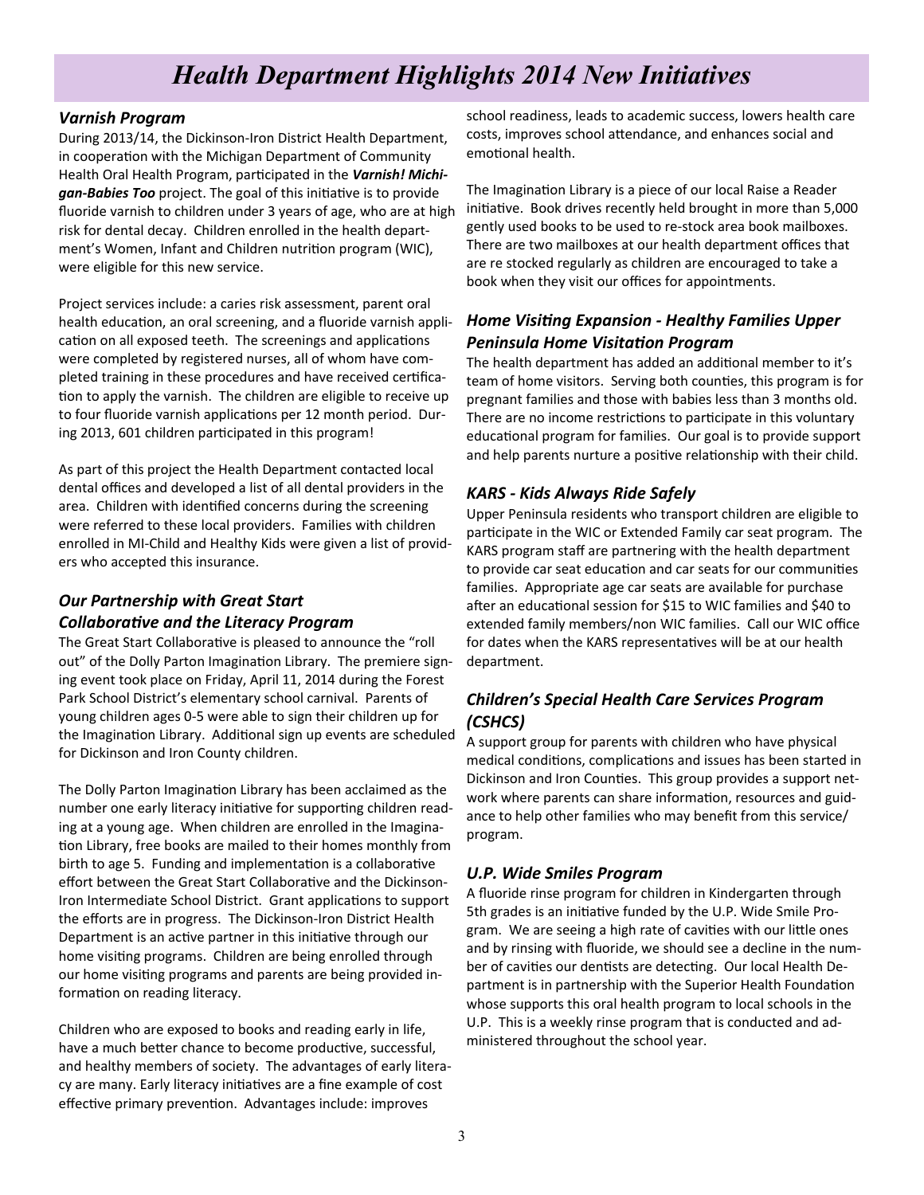# Health Department Highlights 2014 New Initiatives

### *Varnish Program*

During 2013/14, the Dickinson-Iron District Health Department, in cooperation with the Michigan Department of Community Health Oral Health Program, participated in the ***Varnish! Michigan-Babies Too*** project. The goal of this initiative is to provide fluoride varnish to children under 3 years of age, who are at high risk for dental decay. Children enrolled in the health department's Women, Infant and Children nutrition program (WIC), were eligible for this new service.

Project services include: a caries risk assessment, parent oral health education, an oral screening, and a fluoride varnish application on all exposed teeth. The screenings and applications were completed by registered nurses, all of whom have completed training in these procedures and have received certification to apply the varnish. The children are eligible to receive up to four fluoride varnish applications per 12 month period. During 2013, 601 children participated in this program!

As part of this project the Health Department contacted local dental offices and developed a list of all dental providers in the area. Children with identified concerns during the screening were referred to these local providers. Families with children enrolled in MI-Child and Healthy Kids were given a list of providers who accepted this insurance.

### *Our Partnership with Great Start Collaborative and the Literacy Program*

The Great Start Collaborative is pleased to announce the "roll out" of the Dolly Parton Imagination Library. The premiere signing event took place on Friday, April 11, 2014 during the Forest Park School District's elementary school carnival. Parents of young children ages 0-5 were able to sign their children up for the Imagination Library. Additional sign up events are scheduled for Dickinson and Iron County children.

The Dolly Parton Imagination Library has been acclaimed as the number one early literacy initiative for supporting children reading at a young age. When children are enrolled in the Imagination Library, free books are mailed to their homes monthly from birth to age 5. Funding and implementation is a collaborative effort between the Great Start Collaborative and the Dickinson-Iron Intermediate School District. Grant applications to support the efforts are in progress. The Dickinson-Iron District Health Department is an active partner in this initiative through our home visiting programs. Children are being enrolled through our home visiting programs and parents are being provided information on reading literacy.

Children who are exposed to books and reading early in life, have a much better chance to become productive, successful, and healthy members of society. The advantages of early literacy are many. Early literacy initiatives are a fine example of cost effective primary prevention. Advantages include: improves school readiness, leads to academic success, lowers health care costs, improves school attendance, and enhances social and emotional health.

The Imagination Library is a piece of our local Raise a Reader initiative. Book drives recently held brought in more than 5,000 gently used books to be used to re-stock area book mailboxes. There are two mailboxes at our health department offices that are re stocked regularly as children are encouraged to take a book when they visit our offices for appointments.

### *Home Visiting Expansion - Healthy Families Upper Peninsula Home Visitation Program*

The health department has added an additional member to it's team of home visitors. Serving both counties, this program is for pregnant families and those with babies less than 3 months old. There are no income restrictions to participate in this voluntary educational program for families. Our goal is to provide support and help parents nurture a positive relationship with their child.

### *KARS - Kids Always Ride Safely*

Upper Peninsula residents who transport children are eligible to participate in the WIC or Extended Family car seat program. The KARS program staff are partnering with the health department to provide car seat education and car seats for our communities families. Appropriate age car seats are available for purchase after an educational session for $15 to WIC families and $40 to extended family members/non WIC families. Call our WIC office for dates when the KARS representatives will be at our health department.

### *Children's Special Health Care Services Program (CSHCS)*

A support group for parents with children who have physical medical conditions, complications and issues has been started in Dickinson and Iron Counties. This group provides a support network where parents can share information, resources and guidance to help other families who may benefit from this service/program.

### *U.P. Wide Smiles Program*

A fluoride rinse program for children in Kindergarten through 5th grades is an initiative funded by the U.P. Wide Smile Program. We are seeing a high rate of cavities with our little ones and by rinsing with fluoride, we should see a decline in the number of cavities our dentists are detecting. Our local Health Department is in partnership with the Superior Health Foundation whose supports this oral health program to local schools in the U.P. This is a weekly rinse program that is conducted and administered throughout the school year.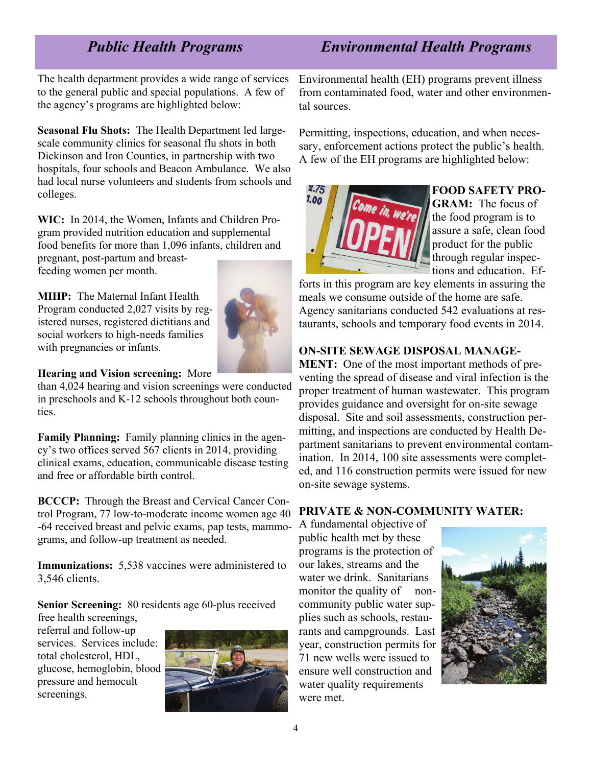## *Public Health Programs*

The health department provides a wide range of services to the general public and special populations. A few of the agency's programs are highlighted below:

**Seasonal Flu Shots:** The Health Department led large-scale community clinics for seasonal flu shots in both Dickinson and Iron Counties, in partnership with two hospitals, four schools and Beacon Ambulance. We also had local nurse volunteers and students from schools and colleges.

**WIC:** In 2014, the Women, Infants and Children Program provided nutrition education and supplemental food benefits for more than 1,096 infants, children and pregnant, post-partum and breast-feeding women per month.

**MIHP:** The Maternal Infant Health Program conducted 2,027 visits by registered nurses, registered dietitians and social workers to high-needs families with pregnancies or infants.

**Hearing and Vision screening:** More than 4,024 hearing and vision screenings were conducted in preschools and K-12 schools throughout both counties.

**Family Planning:** Family planning clinics in the agency's two offices served 567 clients in 2014, providing clinical exams, education, communicable disease testing and free or affordable birth control.

**BCCCP:** Through the Breast and Cervical Cancer Control Program, 77 low-to-moderate income women age 40-64 received breast and pelvic exams, pap tests, mammograms, and follow-up treatment as needed.

**Immunizations:** 5,538 vaccines were administered to 3,546 clients.

**Senior Screening:** 80 residents age 60-plus received free health screenings, referral and follow-up services. Services include: total cholesterol, HDL, glucose, hemoglobin, blood pressure and hemocult screenings.

## *Environmental Health Programs*

Environmental health (EH) programs prevent illness from contaminated food, water and other environmental sources.

Permitting, inspections, education, and when necessary, enforcement actions protect the public's health. A few of the EH programs are highlighted below:

**FOOD SAFETY PROGRAM:** The focus of the food program is to assure a safe, clean food product for the public through regular inspections and education. Efforts in this program are key elements in assuring the meals we consume outside of the home are safe. Agency sanitarians conducted 542 evaluations at restaurants, schools and temporary food events in 2014.

**ON-SITE SEWAGE DISPOSAL MANAGEMENT:** One of the most important methods of preventing the spread of disease and viral infection is the proper treatment of human wastewater. This program provides guidance and oversight for on-site sewage disposal. Site and soil assessments, construction permitting, and inspections are conducted by Health Department sanitarians to prevent environmental contamination. In 2014, 100 site assessments were completed, and 116 construction permits were issued for new on-site sewage systems.

**PRIVATE & NON-COMMUNITY WATER:** A fundamental objective of public health met by these programs is the protection of our lakes, streams and the water we drink. Sanitarians monitor the quality of non-community public water supplies such as schools, restaurants and campgrounds. Last year, construction permits for 71 new wells were issued to ensure well construction and water quality requirements were met.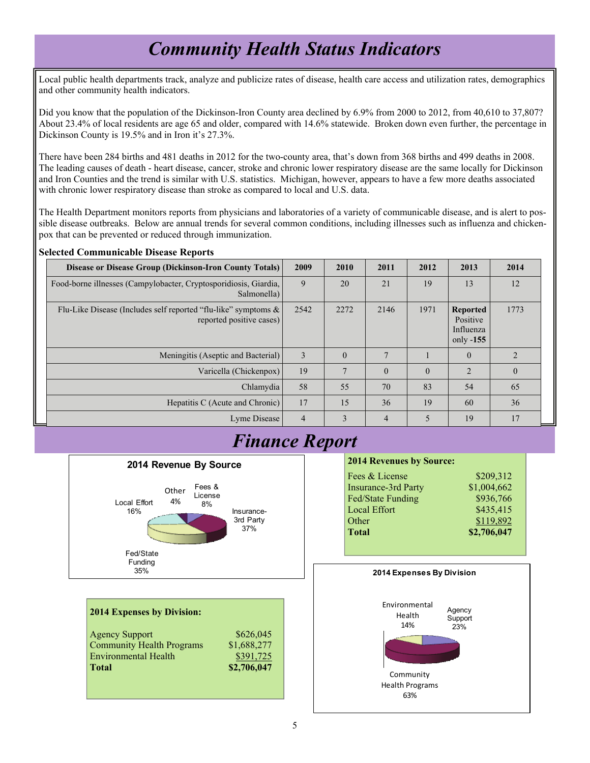# *Community Health Status Indicators*

Local public health departments track, analyze and publicize rates of disease, health care access and utilization rates, demographics and other community health indicators.

Did you know that the population of the Dickinson-Iron County area declined by 6.9% from 2000 to 2012, from 40,610 to 37,807? About 23.4% of local residents are age 65 and older, compared with 14.6% statewide. Broken down even further, the percentage in Dickinson County is 19.5% and in Iron it's 27.3%.

There have been 284 births and 481 deaths in 2012 for the two-county area, that's down from 368 births and 499 deaths in 2008. The leading causes of death - heart disease, cancer, stroke and chronic lower respiratory disease are the same locally for Dickinson and Iron Counties and the trend is similar with U.S. statistics. Michigan, however, appears to have a few more deaths associated with chronic lower respiratory disease than stroke as compared to local and U.S. data.

The Health Department monitors reports from physicians and laboratories of a variety of communicable disease, and is alert to possible disease outbreaks. Below are annual trends for several common conditions, including illnesses such as influenza and chickenpox that can be prevented or reduced through immunization.

**Selected Communicable Disease Reports**

| Disease or Disease Group (Dickinson-Iron County Totals) | 2009 | 2010 | 2011 | 2012 | 2013 | 2014 |
|---|---|---|---|---|---|---|
| Food-borne illnesses (Campylobacter, Cryptosporidiosis, Giardia, Salmonella) | 9 | 20 | 21 | 19 | 13 | 12 |
| Flu-Like Disease (Includes self reported "flu-like" symptoms & reported positive cases) | 2542 | 2272 | 2146 | 1971 | **Reported** Positive Influenza only -**155** | 1773 |
| Meningitis (Aseptic and Bacterial) | 3 | 0 | 7 | 1 | 0 | 2 |
| Varicella (Chickenpox) | 19 | 7 | 0 | 0 | 2 | 0 |
| Chlamydia | 58 | 55 | 70 | 83 | 54 | 65 |
| Hepatitis C (Acute and Chronic) | 17 | 15 | 36 | 19 | 60 | 36 |
| Lyme Disease | 4 | 3 | 4 | 5 | 19 | 17 |

# *Finance Report*

**2014 Revenue By Source**

- Insurance-3rd Party 37%
- Fed/State Funding 35%
- Local Effort 16%
- Fees & License 8%
- Other 4%

**2014 Revenues by Source:**

| | |
|---|---|
| Fees & License | $209,312 |
| Insurance-3rd Party | $1,004,662 |
| Fed/State Funding | $936,766 |
| Local Effort | $435,415 |
| Other | $119,892 |
| **Total** | **$2,706,047** |

**2014 Expenses by Division:**

| | |
|---|---|
| Agency Support | $626,045 |
| Community Health Programs | $1,688,277 |
| Environmental Health | $391,725 |
| **Total** | **$2,706,047** |

**2014 Expenses By Division**

- Community Health Programs 63%
- Agency Support 23%
- Environmental Health 14%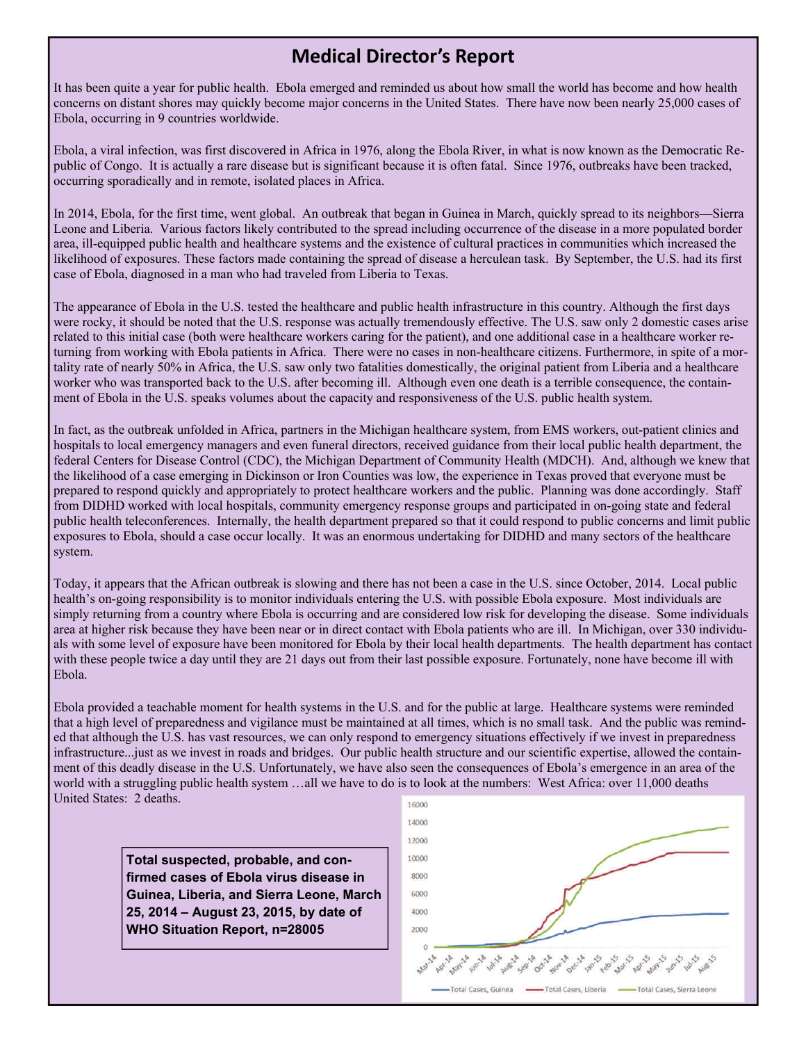# Medical Director's Report

It has been quite a year for public health. Ebola emerged and reminded us about how small the world has become and how health concerns on distant shores may quickly become major concerns in the United States. There have now been nearly 25,000 cases of Ebola, occurring in 9 countries worldwide.

Ebola, a viral infection, was first discovered in Africa in 1976, along the Ebola River, in what is now known as the Democratic Republic of Congo. It is actually a rare disease but is significant because it is often fatal. Since 1976, outbreaks have been tracked, occurring sporadically and in remote, isolated places in Africa.

In 2014, Ebola, for the first time, went global. An outbreak that began in Guinea in March, quickly spread to its neighbors—Sierra Leone and Liberia. Various factors likely contributed to the spread including occurrence of the disease in a more populated border area, ill-equipped public health and healthcare systems and the existence of cultural practices in communities which increased the likelihood of exposures. These factors made containing the spread of disease a herculean task. By September, the U.S. had its first case of Ebola, diagnosed in a man who had traveled from Liberia to Texas.

The appearance of Ebola in the U.S. tested the healthcare and public health infrastructure in this country. Although the first days were rocky, it should be noted that the U.S. response was actually tremendously effective. The U.S. saw only 2 domestic cases arise related to this initial case (both were healthcare workers caring for the patient), and one additional case in a healthcare worker returning from working with Ebola patients in Africa. There were no cases in non-healthcare citizens. Furthermore, in spite of a mortality rate of nearly 50% in Africa, the U.S. saw only two fatalities domestically, the original patient from Liberia and a healthcare worker who was transported back to the U.S. after becoming ill. Although even one death is a terrible consequence, the containment of Ebola in the U.S. speaks volumes about the capacity and responsiveness of the U.S. public health system.

In fact, as the outbreak unfolded in Africa, partners in the Michigan healthcare system, from EMS workers, out-patient clinics and hospitals to local emergency managers and even funeral directors, received guidance from their local public health department, the federal Centers for Disease Control (CDC), the Michigan Department of Community Health (MDCH). And, although we knew that the likelihood of a case emerging in Dickinson or Iron Counties was low, the experience in Texas proved that everyone must be prepared to respond quickly and appropriately to protect healthcare workers and the public. Planning was done accordingly. Staff from DIDHD worked with local hospitals, community emergency response groups and participated in on-going state and federal public health teleconferences. Internally, the health department prepared so that it could respond to public concerns and limit public exposures to Ebola, should a case occur locally. It was an enormous undertaking for DIDHD and many sectors of the healthcare system.

Today, it appears that the African outbreak is slowing and there has not been a case in the U.S. since October, 2014. Local public health's on-going responsibility is to monitor individuals entering the U.S. with possible Ebola exposure. Most individuals are simply returning from a country where Ebola is occurring and are considered low risk for developing the disease. Some individuals area at higher risk because they have been near or in direct contact with Ebola patients who are ill. In Michigan, over 330 individuals with some level of exposure have been monitored for Ebola by their local health departments. The health department has contact with these people twice a day until they are 21 days out from their last possible exposure. Fortunately, none have become ill with Ebola.

Ebola provided a teachable moment for health systems in the U.S. and for the public at large. Healthcare systems were reminded that a high level of preparedness and vigilance must be maintained at all times, which is no small task. And the public was reminded that although the U.S. has vast resources, we can only respond to emergency situations effectively if we invest in preparedness infrastructure...just as we invest in roads and bridges. Our public health structure and our scientific expertise, allowed the containment of this deadly disease in the U.S. Unfortunately, we have also seen the consequences of Ebola's emergence in an area of the world with a struggling public health system …all we have to do is to look at the numbers: West Africa: over 11,000 deaths United States: 2 deaths.

**Total suspected, probable, and confirmed cases of Ebola virus disease in Guinea, Liberia, and Sierra Leone, March 25, 2014 – August 23, 2015, by date of WHO Situation Report, n=28005**

16000
14000
12000
10000
8000
6000
4000
2000
0

Mar-14 Apr-14 May-14 Jun-14 Jul-14 Aug-14 Sep-14 Oct-14 Nov-14 Dec-14 Jan-15 Feb-15 Mar-15 Apr-15 May-15 Jun-15 Jul-15 Aug-15

Total Cases, Guinea — Total Cases, Liberia — Total Cases, Sierra Leone